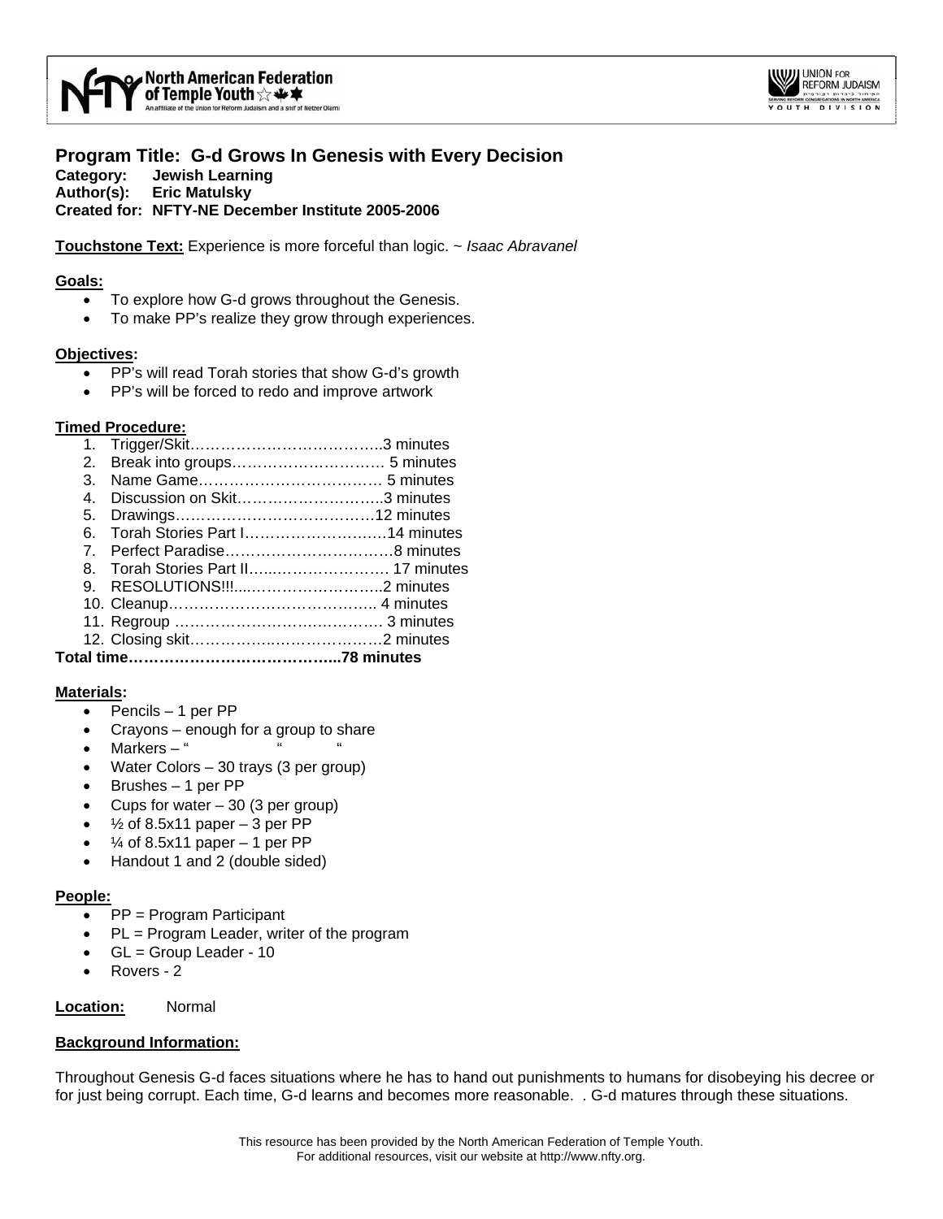North American Federation of Temple Youth — An affiliate of the Union for Reform Judaism and a snif of Netzer Olami

Union for Reform Judaism — Youth Division

# Program Title: G-d Grows In Genesis with Every Decision

**Category: Jewish Learning**
**Author(s): Eric Matulsky**
**Created for: NFTY-NE December Institute 2005-2006**

**Touchstone Text:** Experience is more forceful than logic. ~ *Isaac Abravanel*

## Goals:

- To explore how G-d grows throughout the Genesis.
- To make PP's realize they grow through experiences.

## Objectives:

- PP's will read Torah stories that show G-d's growth
- PP's will be forced to redo and improve artwork

## Timed Procedure:

1. Trigger/Skit……………………………….3 minutes
2. Break into groups………………………… 5 minutes
3. Name Game……………………………… 5 minutes
4. Discussion on Skit………………………..3 minutes
5. Drawings…………………………………12 minutes
6. Torah Stories Part I………………………14 minutes
7. Perfect Paradise……………………………8 minutes
8. Torah Stories Part II…...……………….. 17 minutes
9. RESOLUTIONS!!!...……………………..2 minutes
10. Cleanup………………………………….. 4 minutes
11. Regroup …………………………………. 3 minutes
12. Closing skit………………………………2 minutes

**Total time…………………………………...78 minutes**

## Materials:

- Pencils – 1 per PP
- Crayons – enough for a group to share
- Markers – " " "
- Water Colors – 30 trays (3 per group)
- Brushes – 1 per PP
- Cups for water – 30 (3 per group)
- ½ of 8.5x11 paper – 3 per PP
- ¼ of 8.5x11 paper – 1 per PP
- Handout 1 and 2 (double sided)

## People:

- PP = Program Participant
- PL = Program Leader, writer of the program
- GL = Group Leader - 10
- Rovers - 2

**Location:** Normal

## Background Information:

Throughout Genesis G-d faces situations where he has to hand out punishments to humans for disobeying his decree or for just being corrupt. Each time, G-d learns and becomes more reasonable. . G-d matures through these situations.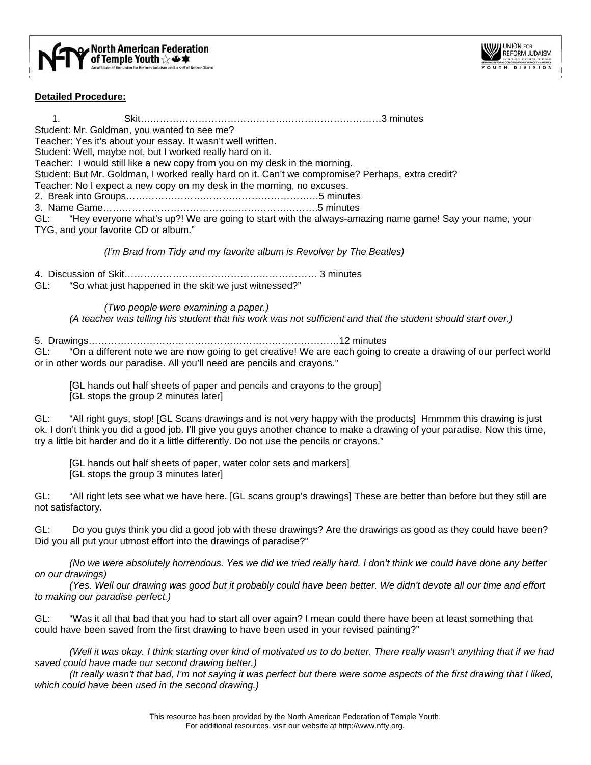**Detailed Procedure:**

1. Skit……………………………………………………………………3 minutes

Student: Mr. Goldman, you wanted to see me?
Teacher: Yes it's about your essay. It wasn't well written.
Student: Well, maybe not, but I worked really hard on it.
Teacher: I would still like a new copy from you on my desk in the morning.
Student: But Mr. Goldman, I worked really hard on it. Can't we compromise? Perhaps, extra credit?
Teacher: No I expect a new copy on my desk in the morning, no excuses.

2. Break into Groups……………………………………………………5 minutes
3. Name Game…………………………………………………………5 minutes

GL: "Hey everyone what's up?! We are going to start with the always-amazing name game! Say your name, your TYG, and your favorite CD or album."

*(I'm Brad from Tidy and my favorite album is Revolver by The Beatles)*

4. Discussion of Skit…………………………………………………… 3 minutes

GL: "So what just happened in the skit we just witnessed?"

*(Two people were examining a paper.)*
*(A teacher was telling his student that his work was not sufficient and that the student should start over.)*

5. Drawings………………………………………………………………12 minutes

GL: "On a different note we are now going to get creative! We are each going to create a drawing of our perfect world or in other words our paradise. All you'll need are pencils and crayons."

[GL hands out half sheets of paper and pencils and crayons to the group]
[GL stops the group 2 minutes later]

GL: "All right guys, stop! [GL Scans drawings and is not very happy with the products] Hmmmm this drawing is just ok. I don't think you did a good job. I'll give you guys another chance to make a drawing of your paradise. Now this time, try a little bit harder and do it a little differently. Do not use the pencils or crayons."

[GL hands out half sheets of paper, water color sets and markers]
[GL stops the group 3 minutes later]

GL: "All right lets see what we have here. [GL scans group's drawings] These are better than before but they still are not satisfactory.

GL: Do you guys think you did a good job with these drawings? Are the drawings as good as they could have been? Did you all put your utmost effort into the drawings of paradise?"

*(No we were absolutely horrendous. Yes we did we tried really hard. I don't think we could have done any better on our drawings)*

*(Yes. Well our drawing was good but it probably could have been better. We didn't devote all our time and effort to making our paradise perfect.)*

GL: "Was it all that bad that you had to start all over again? I mean could there have been at least something that could have been saved from the first drawing to have been used in your revised painting?"

*(Well it was okay. I think starting over kind of motivated us to do better. There really wasn't anything that if we had saved could have made our second drawing better.)*

*(It really wasn't that bad, I'm not saying it was perfect but there were some aspects of the first drawing that I liked, which could have been used in the second drawing.)*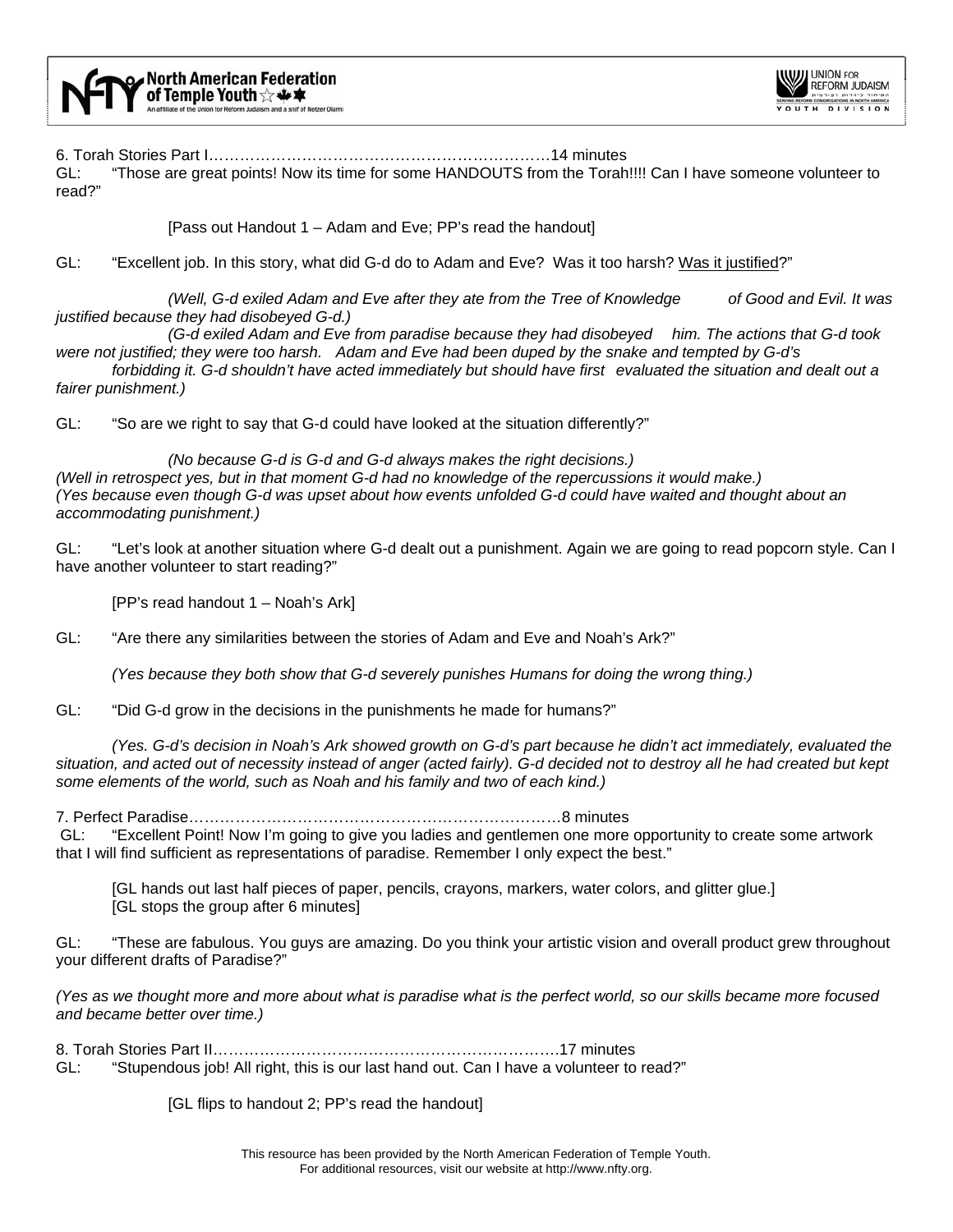6. Torah Stories Part I……………………………………………………………14 minutes

GL: "Those are great points! Now its time for some HANDOUTS from the Torah!!!! Can I have someone volunteer to read?"

[Pass out Handout 1 – Adam and Eve; PP's read the handout]

GL: "Excellent job. In this story, what did G-d do to Adam and Eve? Was it too harsh? Was it justified?"

*(Well, G-d exiled Adam and Eve after they ate from the Tree of Knowledge of Good and Evil. It was justified because they had disobeyed G-d.)*

*(G-d exiled Adam and Eve from paradise because they had disobeyed him. The actions that G-d took were not justified; they were too harsh. Adam and Eve had been duped by the snake and tempted by G-d's forbidding it. G-d shouldn't have acted immediately but should have first evaluated the situation and dealt out a fairer punishment.)*

GL: "So are we right to say that G-d could have looked at the situation differently?"

*(No because G-d is G-d and G-d always makes the right decisions.)*
*(Well in retrospect yes, but in that moment G-d had no knowledge of the repercussions it would make.)*
*(Yes because even though G-d was upset about how events unfolded G-d could have waited and thought about an accommodating punishment.)*

GL: "Let's look at another situation where G-d dealt out a punishment. Again we are going to read popcorn style. Can I have another volunteer to start reading?"

[PP's read handout 1 – Noah's Ark]

GL: "Are there any similarities between the stories of Adam and Eve and Noah's Ark?"

*(Yes because they both show that G-d severely punishes Humans for doing the wrong thing.)*

GL: "Did G-d grow in the decisions in the punishments he made for humans?"

*(Yes. G-d's decision in Noah's Ark showed growth on G-d's part because he didn't act immediately, evaluated the situation, and acted out of necessity instead of anger (acted fairly). G-d decided not to destroy all he had created but kept some elements of the world, such as Noah and his family and two of each kind.)*

7. Perfect Paradise………………………………………………………………8 minutes

GL: "Excellent Point! Now I'm going to give you ladies and gentlemen one more opportunity to create some artwork that I will find sufficient as representations of paradise. Remember I only expect the best."

[GL hands out last half pieces of paper, pencils, crayons, markers, water colors, and glitter glue.]
[GL stops the group after 6 minutes]

GL: "These are fabulous. You guys are amazing. Do you think your artistic vision and overall product grew throughout your different drafts of Paradise?"

*(Yes as we thought more and more about what is paradise what is the perfect world, so our skills became more focused and became better over time.)*

8. Torah Stories Part II……………………………………………………………..17 minutes

GL: "Stupendous job! All right, this is our last hand out. Can I have a volunteer to read?"

[GL flips to handout 2; PP's read the handout]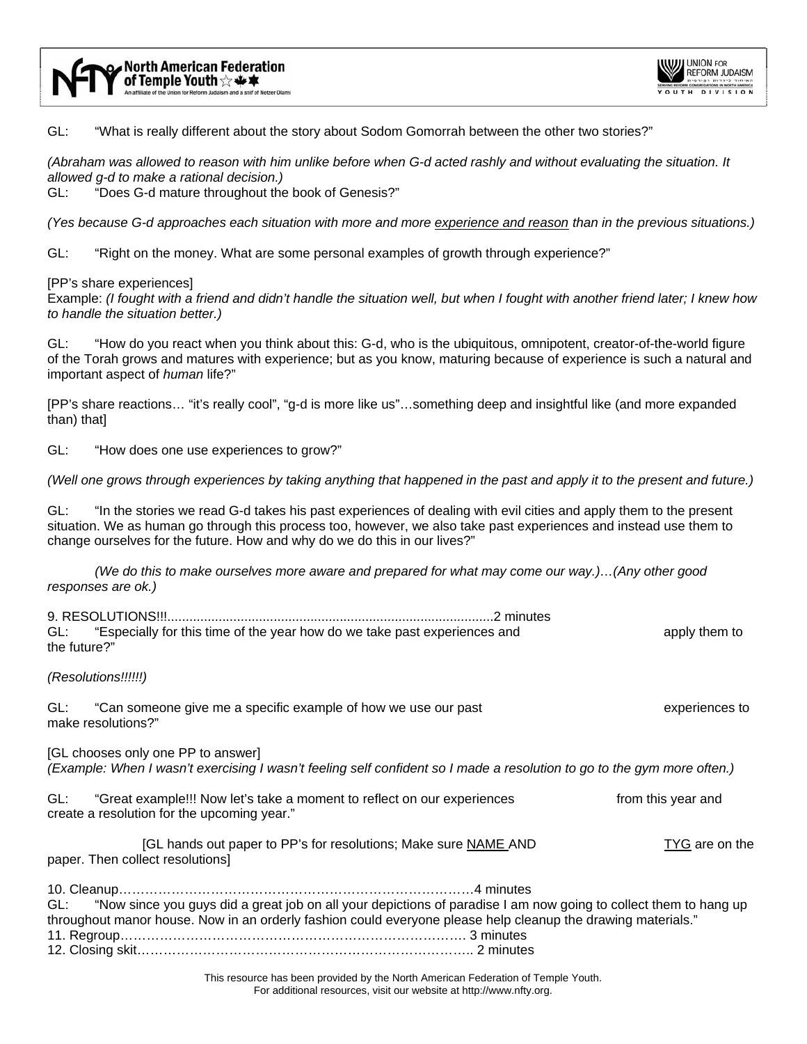GL: "What is really different about the story about Sodom Gomorrah between the other two stories?"

*(Abraham was allowed to reason with him unlike before when G-d acted rashly and without evaluating the situation. It allowed g-d to make a rational decision.)*

GL: "Does G-d mature throughout the book of Genesis?"

*(Yes because G-d approaches each situation with more and more experience and reason than in the previous situations.)*

GL: "Right on the money. What are some personal examples of growth through experience?"

[PP's share experiences]

Example: *(I fought with a friend and didn't handle the situation well, but when I fought with another friend later; I knew how to handle the situation better.)*

GL: "How do you react when you think about this: G-d, who is the ubiquitous, omnipotent, creator-of-the-world figure of the Torah grows and matures with experience; but as you know, maturing because of experience is such a natural and important aspect of *human* life?"

[PP's share reactions… "it's really cool", "g-d is more like us"…something deep and insightful like (and more expanded than) that]

GL: "How does one use experiences to grow?"

*(Well one grows through experiences by taking anything that happened in the past and apply it to the present and future.)*

GL: "In the stories we read G-d takes his past experiences of dealing with evil cities and apply them to the present situation. We as human go through this process too, however, we also take past experiences and instead use them to change ourselves for the future. How and why do we do this in our lives?"

*(We do this to make ourselves more aware and prepared for what may come our way.)…(Any other good responses are ok.)*

9. RESOLUTIONS!!!..........................................................................................2 minutes

GL: "Especially for this time of the year how do we take past experiences and apply them to the future?"

*(Resolutions!!!!!!)*

GL: "Can someone give me a specific example of how we use our past experiences to make resolutions?"

[GL chooses only one PP to answer]

*(Example: When I wasn't exercising I wasn't feeling self confident so I made a resolution to go to the gym more often.)*

GL: "Great example!!! Now let's take a moment to reflect on our experiences from this year and create a resolution for the upcoming year."

[GL hands out paper to PP's for resolutions; Make sure NAME AND TYG are on the paper. Then collect resolutions]

10. Cleanup……………………………………………………………………4 minutes

GL: "Now since you guys did a great job on all your depictions of paradise I am now going to collect them to hang up throughout manor house. Now in an orderly fashion could everyone please help cleanup the drawing materials."

11. Regroup……………………………………………………………………. 3 minutes

12. Closing skit……………………………………………………………….. 2 minutes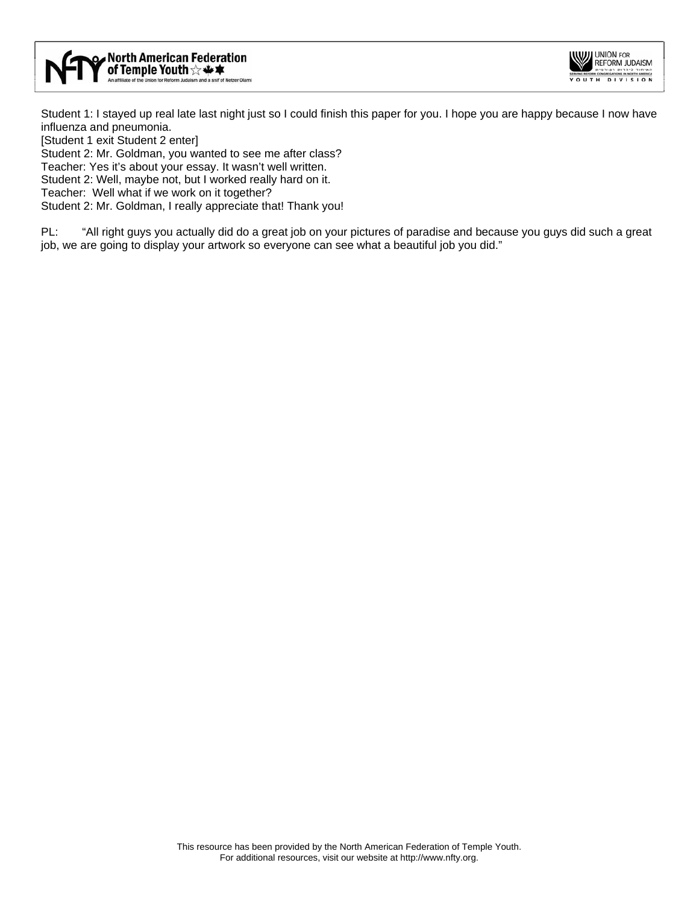Student 1: I stayed up real late last night just so I could finish this paper for you. I hope you are happy because I now have influenza and pneumonia.
[Student 1 exit Student 2 enter]
Student 2: Mr. Goldman, you wanted to see me after class?
Teacher: Yes it's about your essay. It wasn't well written.
Student 2: Well, maybe not, but I worked really hard on it.
Teacher: Well what if we work on it together?
Student 2: Mr. Goldman, I really appreciate that! Thank you!

PL: "All right guys you actually did do a great job on your pictures of paradise and because you guys did such a great job, we are going to display your artwork so everyone can see what a beautiful job you did."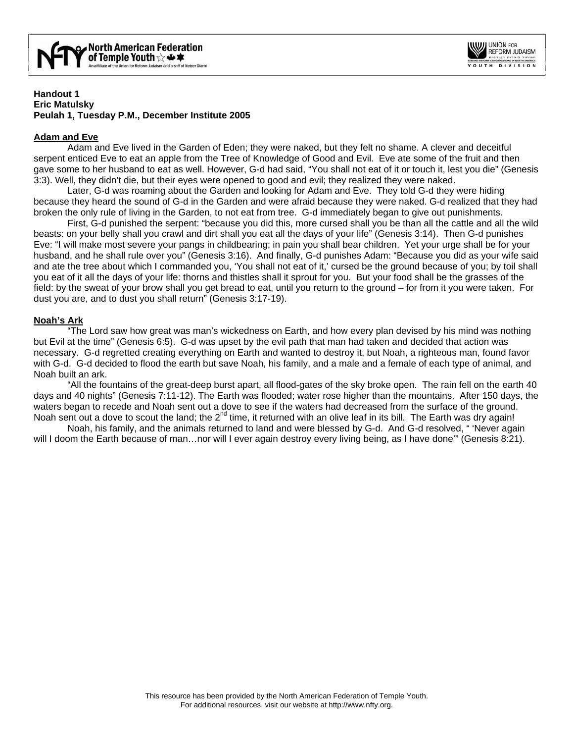**Handout 1**
**Eric Matulsky**
**Peulah 1, Tuesday P.M., December Institute 2005**

## Adam and Eve

Adam and Eve lived in the Garden of Eden; they were naked, but they felt no shame. A clever and deceitful serpent enticed Eve to eat an apple from the Tree of Knowledge of Good and Evil. Eve ate some of the fruit and then gave some to her husband to eat as well. However, G-d had said, "You shall not eat of it or touch it, lest you die" (Genesis 3:3). Well, they didn't die, but their eyes were opened to good and evil; they realized they were naked.

Later, G-d was roaming about the Garden and looking for Adam and Eve. They told G-d they were hiding because they heard the sound of G-d in the Garden and were afraid because they were naked. G-d realized that they had broken the only rule of living in the Garden, to not eat from tree. G-d immediately began to give out punishments.

First, G-d punished the serpent: "because you did this, more cursed shall you be than all the cattle and all the wild beasts: on your belly shall you crawl and dirt shall you eat all the days of your life" (Genesis 3:14). Then G-d punishes Eve: "I will make most severe your pangs in childbearing; in pain you shall bear children. Yet your urge shall be for your husband, and he shall rule over you" (Genesis 3:16). And finally, G-d punishes Adam: "Because you did as your wife said and ate the tree about which I commanded you, 'You shall not eat of it,' cursed be the ground because of you; by toil shall you eat of it all the days of your life: thorns and thistles shall it sprout for you. But your food shall be the grasses of the field: by the sweat of your brow shall you get bread to eat, until you return to the ground – for from it you were taken. For dust you are, and to dust you shall return" (Genesis 3:17-19).

## Noah's Ark

"The Lord saw how great was man's wickedness on Earth, and how every plan devised by his mind was nothing but Evil at the time" (Genesis 6:5). G-d was upset by the evil path that man had taken and decided that action was necessary. G-d regretted creating everything on Earth and wanted to destroy it, but Noah, a righteous man, found favor with G-d. G-d decided to flood the earth but save Noah, his family, and a male and a female of each type of animal, and Noah built an ark.

"All the fountains of the great-deep burst apart, all flood-gates of the sky broke open. The rain fell on the earth 40 days and 40 nights" (Genesis 7:11-12). The Earth was flooded; water rose higher than the mountains. After 150 days, the waters began to recede and Noah sent out a dove to see if the waters had decreased from the surface of the ground. Noah sent out a dove to scout the land; the 2nd time, it returned with an olive leaf in its bill. The Earth was dry again!

Noah, his family, and the animals returned to land and were blessed by G-d. And G-d resolved, " 'Never again will I doom the Earth because of man…nor will I ever again destroy every living being, as I have done'" (Genesis 8:21).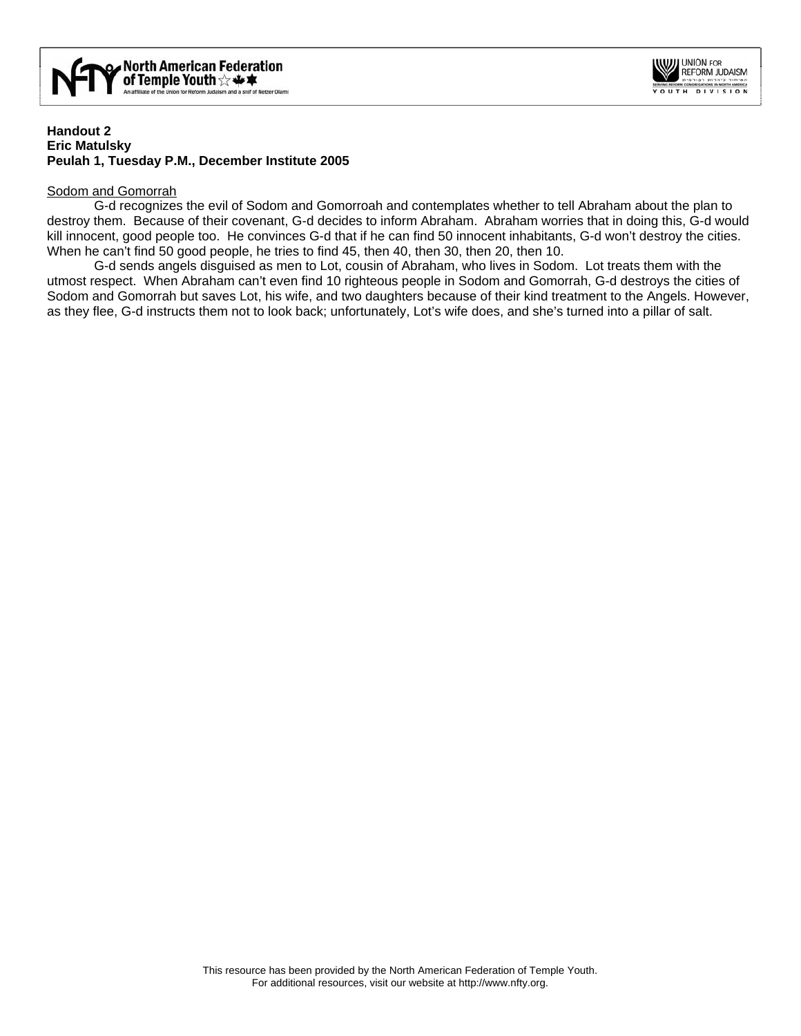**Handout 2**
**Eric Matulsky**
**Peulah 1, Tuesday P.M., December Institute 2005**

<u>Sodom and Gomorrah</u>

G-d recognizes the evil of Sodom and Gomorroah and contemplates whether to tell Abraham about the plan to destroy them. Because of their covenant, G-d decides to inform Abraham. Abraham worries that in doing this, G-d would kill innocent, good people too. He convinces G-d that if he can find 50 innocent inhabitants, G-d won't destroy the cities. When he can't find 50 good people, he tries to find 45, then 40, then 30, then 20, then 10.

G-d sends angels disguised as men to Lot, cousin of Abraham, who lives in Sodom. Lot treats them with the utmost respect. When Abraham can't even find 10 righteous people in Sodom and Gomorrah, G-d destroys the cities of Sodom and Gomorrah but saves Lot, his wife, and two daughters because of their kind treatment to the Angels. However, as they flee, G-d instructs them not to look back; unfortunately, Lot's wife does, and she's turned into a pillar of salt.